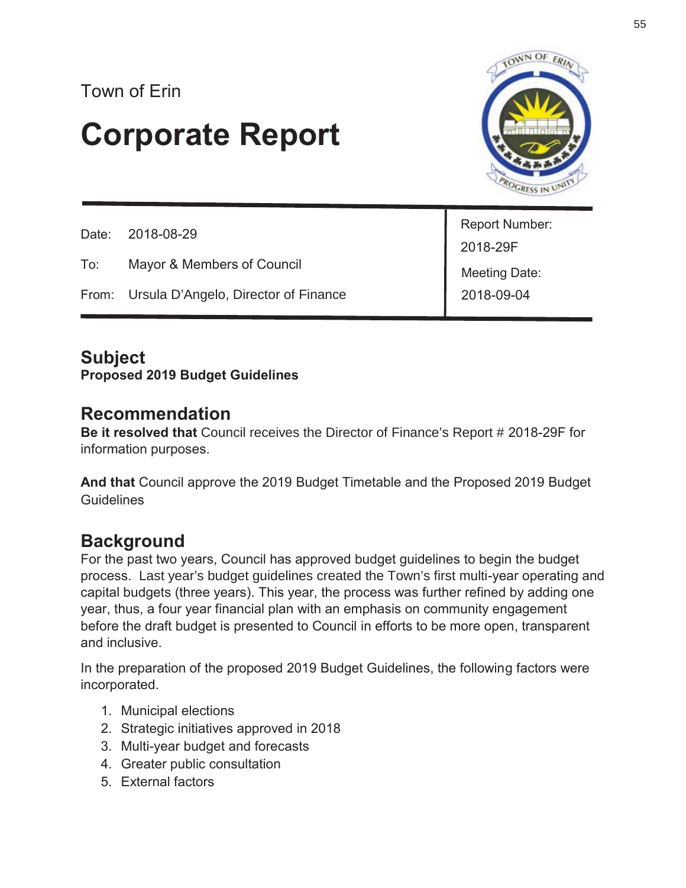Town of Erin

# Corporate Report

| | | |
|---|---|---|
| Date: | 2018-08-29 | Report Number: 2018-29F |
| To: | Mayor & Members of Council | Meeting Date: 2018-09-04 |
| From: | Ursula D'Angelo, Director of Finance | |

## Subject

**Proposed 2019 Budget Guidelines**

## Recommendation

**Be it resolved that** Council receives the Director of Finance's Report # 2018-29F for information purposes.

**And that** Council approve the 2019 Budget Timetable and the Proposed 2019 Budget Guidelines

## Background

For the past two years, Council has approved budget guidelines to begin the budget process. Last year's budget guidelines created the Town's first multi-year operating and capital budgets (three years). This year, the process was further refined by adding one year, thus, a four year financial plan with an emphasis on community engagement before the draft budget is presented to Council in efforts to be more open, transparent and inclusive.

In the preparation of the proposed 2019 Budget Guidelines, the following factors were incorporated.

1. Municipal elections
2. Strategic initiatives approved in 2018
3. Multi-year budget and forecasts
4. Greater public consultation
5. External factors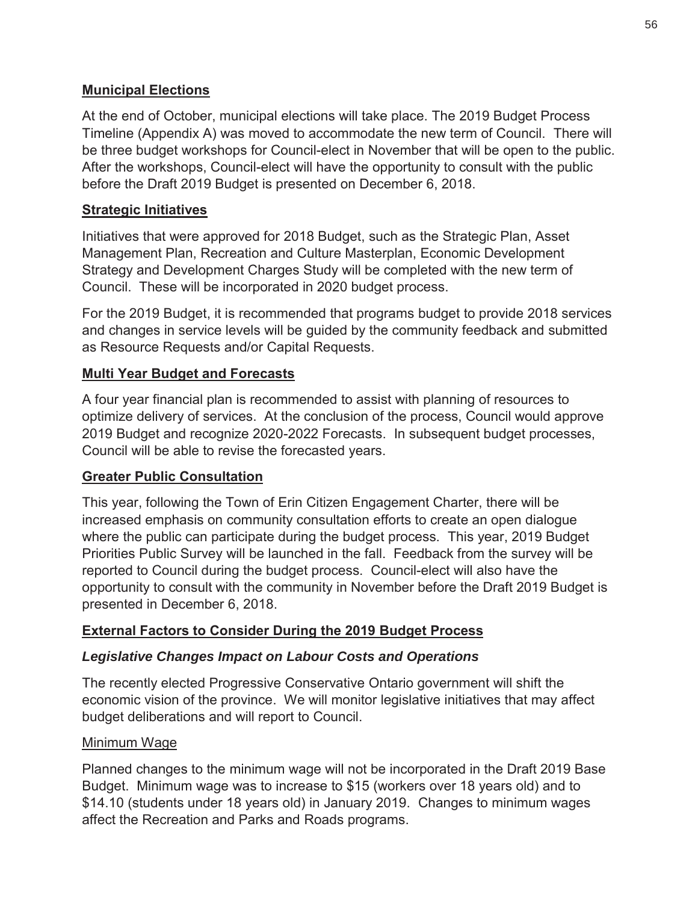## Municipal Elections

At the end of October, municipal elections will take place. The 2019 Budget Process Timeline (Appendix A) was moved to accommodate the new term of Council. There will be three budget workshops for Council-elect in November that will be open to the public. After the workshops, Council-elect will have the opportunity to consult with the public before the Draft 2019 Budget is presented on December 6, 2018.

## Strategic Initiatives

Initiatives that were approved for 2018 Budget, such as the Strategic Plan, Asset Management Plan, Recreation and Culture Masterplan, Economic Development Strategy and Development Charges Study will be completed with the new term of Council. These will be incorporated in 2020 budget process.

For the 2019 Budget, it is recommended that programs budget to provide 2018 services and changes in service levels will be guided by the community feedback and submitted as Resource Requests and/or Capital Requests.

## Multi Year Budget and Forecasts

A four year financial plan is recommended to assist with planning of resources to optimize delivery of services. At the conclusion of the process, Council would approve 2019 Budget and recognize 2020-2022 Forecasts. In subsequent budget processes, Council will be able to revise the forecasted years.

## Greater Public Consultation

This year, following the Town of Erin Citizen Engagement Charter, there will be increased emphasis on community consultation efforts to create an open dialogue where the public can participate during the budget process. This year, 2019 Budget Priorities Public Survey will be launched in the fall. Feedback from the survey will be reported to Council during the budget process. Council-elect will also have the opportunity to consult with the community in November before the Draft 2019 Budget is presented in December 6, 2018.

## External Factors to Consider During the 2019 Budget Process

### *Legislative Changes Impact on Labour Costs and Operations*

The recently elected Progressive Conservative Ontario government will shift the economic vision of the province. We will monitor legislative initiatives that may affect budget deliberations and will report to Council.

#### Minimum Wage

Planned changes to the minimum wage will not be incorporated in the Draft 2019 Base Budget. Minimum wage was to increase to $15 (workers over 18 years old) and to $14.10 (students under 18 years old) in January 2019. Changes to minimum wages affect the Recreation and Parks and Roads programs.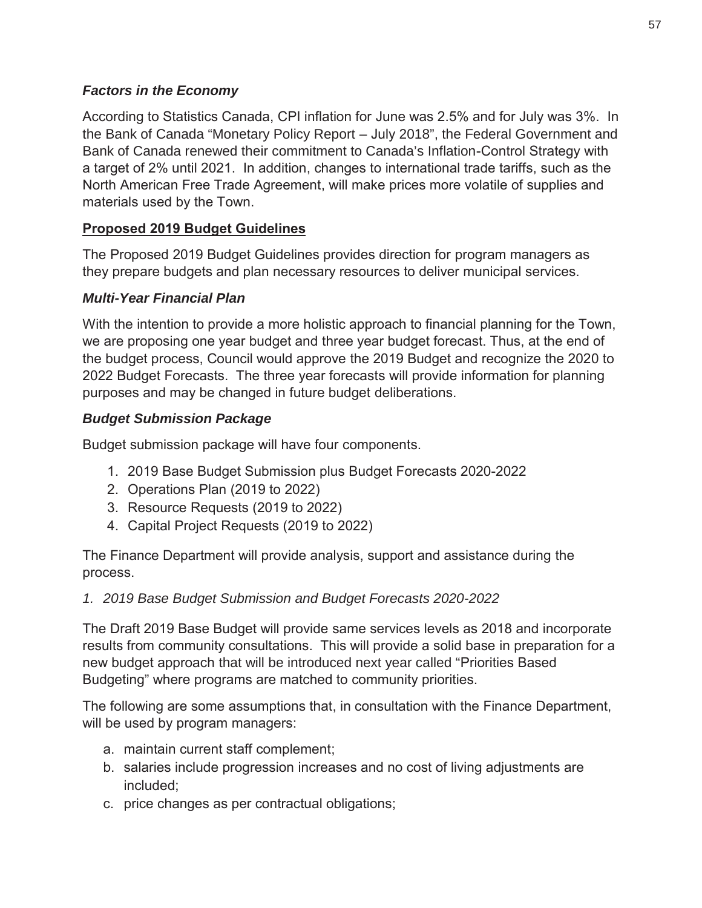### *Factors in the Economy*

According to Statistics Canada, CPI inflation for June was 2.5% and for July was 3%. In the Bank of Canada "Monetary Policy Report – July 2018", the Federal Government and Bank of Canada renewed their commitment to Canada's Inflation-Control Strategy with a target of 2% until 2021. In addition, changes to international trade tariffs, such as the North American Free Trade Agreement, will make prices more volatile of supplies and materials used by the Town.

## **Proposed 2019 Budget Guidelines**

The Proposed 2019 Budget Guidelines provides direction for program managers as they prepare budgets and plan necessary resources to deliver municipal services.

### *Multi-Year Financial Plan*

With the intention to provide a more holistic approach to financial planning for the Town, we are proposing one year budget and three year budget forecast. Thus, at the end of the budget process, Council would approve the 2019 Budget and recognize the 2020 to 2022 Budget Forecasts. The three year forecasts will provide information for planning purposes and may be changed in future budget deliberations.

### *Budget Submission Package*

Budget submission package will have four components.

1. 2019 Base Budget Submission plus Budget Forecasts 2020-2022
2. Operations Plan (2019 to 2022)
3. Resource Requests (2019 to 2022)
4. Capital Project Requests (2019 to 2022)

The Finance Department will provide analysis, support and assistance during the process.

*1. 2019 Base Budget Submission and Budget Forecasts 2020-2022*

The Draft 2019 Base Budget will provide same services levels as 2018 and incorporate results from community consultations. This will provide a solid base in preparation for a new budget approach that will be introduced next year called "Priorities Based Budgeting" where programs are matched to community priorities.

The following are some assumptions that, in consultation with the Finance Department, will be used by program managers:

a. maintain current staff complement;
b. salaries include progression increases and no cost of living adjustments are included;
c. price changes as per contractual obligations;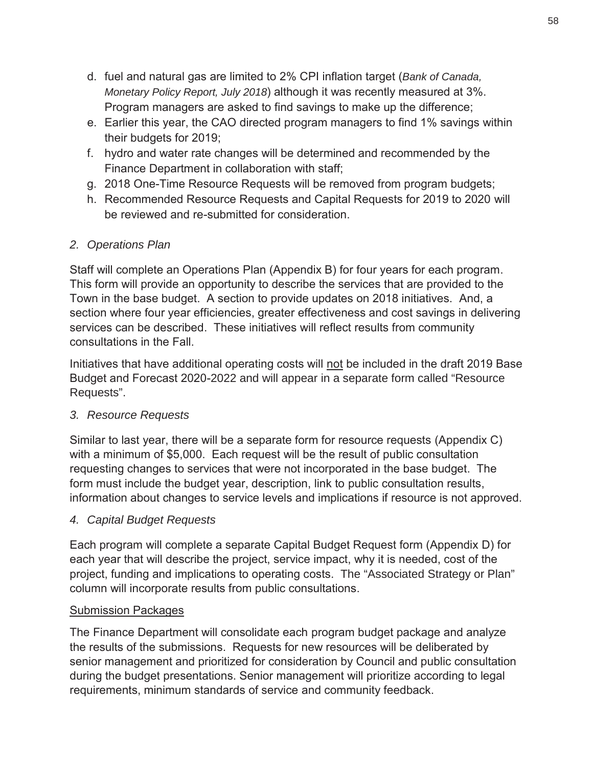d. fuel and natural gas are limited to 2% CPI inflation target (*Bank of Canada, Monetary Policy Report, July 2018*) although it was recently measured at 3%. Program managers are asked to find savings to make up the difference;
e. Earlier this year, the CAO directed program managers to find 1% savings within their budgets for 2019;
f. hydro and water rate changes will be determined and recommended by the Finance Department in collaboration with staff;
g. 2018 One-Time Resource Requests will be removed from program budgets;
h. Recommended Resource Requests and Capital Requests for 2019 to 2020 will be reviewed and re-submitted for consideration.

*2. Operations Plan*

Staff will complete an Operations Plan (Appendix B) for four years for each program. This form will provide an opportunity to describe the services that are provided to the Town in the base budget. A section to provide updates on 2018 initiatives. And, a section where four year efficiencies, greater effectiveness and cost savings in delivering services can be described. These initiatives will reflect results from community consultations in the Fall.

Initiatives that have additional operating costs will <u>not</u> be included in the draft 2019 Base Budget and Forecast 2020-2022 and will appear in a separate form called "Resource Requests".

*3. Resource Requests*

Similar to last year, there will be a separate form for resource requests (Appendix C) with a minimum of $5,000. Each request will be the result of public consultation requesting changes to services that were not incorporated in the base budget. The form must include the budget year, description, link to public consultation results, information about changes to service levels and implications if resource is not approved.

*4. Capital Budget Requests*

Each program will complete a separate Capital Budget Request form (Appendix D) for each year that will describe the project, service impact, why it is needed, cost of the project, funding and implications to operating costs. The "Associated Strategy or Plan" column will incorporate results from public consultations.

<u>Submission Packages</u>

The Finance Department will consolidate each program budget package and analyze the results of the submissions. Requests for new resources will be deliberated by senior management and prioritized for consideration by Council and public consultation during the budget presentations. Senior management will prioritize according to legal requirements, minimum standards of service and community feedback.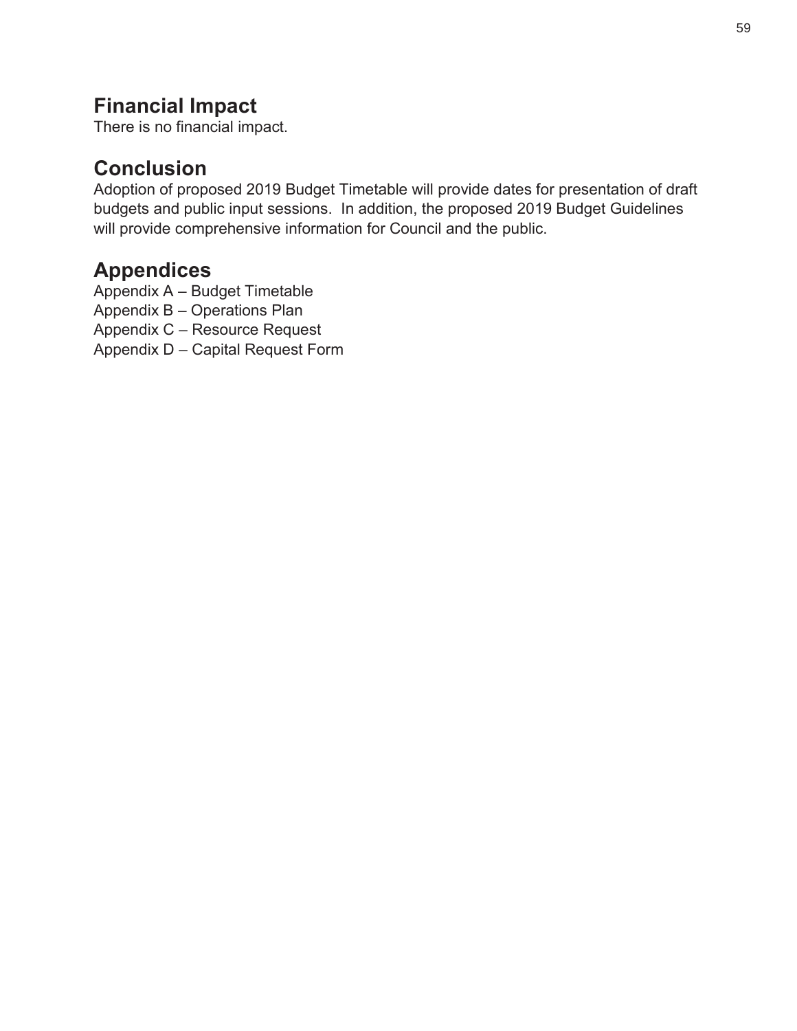## Financial Impact

There is no financial impact.

## Conclusion

Adoption of proposed 2019 Budget Timetable will provide dates for presentation of draft budgets and public input sessions. In addition, the proposed 2019 Budget Guidelines will provide comprehensive information for Council and the public.

## Appendices

Appendix A – Budget Timetable
Appendix B – Operations Plan
Appendix C – Resource Request
Appendix D – Capital Request Form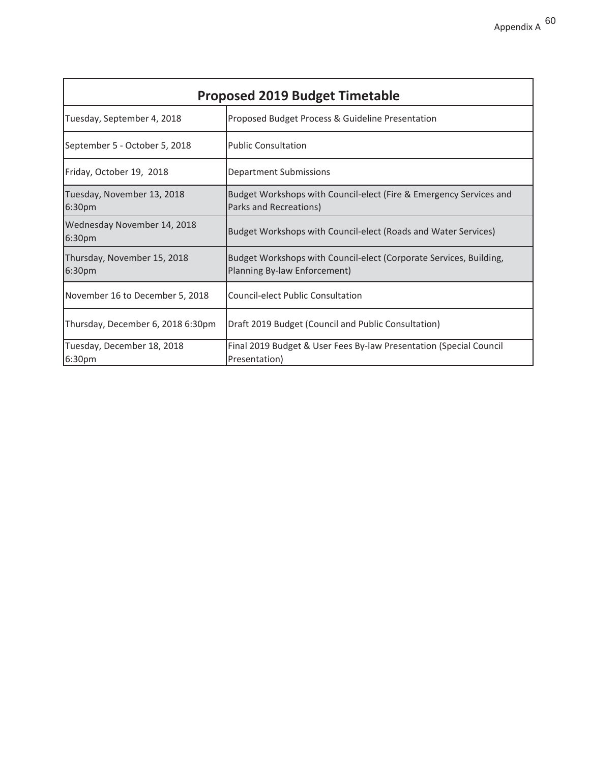Appendix A

| Proposed 2019 Budget Timetable | |
|---|---|
| Tuesday, September 4, 2018 | Proposed Budget Process & Guideline Presentation |
| September 5 - October 5, 2018 | Public Consultation |
| Friday, October 19, 2018 | Department Submissions |
| Tuesday, November 13, 2018 6:30pm | Budget Workshops with Council-elect (Fire & Emergency Services and Parks and Recreations) |
| Wednesday November 14, 2018 6:30pm | Budget Workshops with Council-elect (Roads and Water Services) |
| Thursday, November 15, 2018 6:30pm | Budget Workshops with Council-elect (Corporate Services, Building, Planning By-law Enforcement) |
| November 16 to December 5, 2018 | Council-elect Public Consultation |
| Thursday, December 6, 2018 6:30pm | Draft 2019 Budget (Council and Public Consultation) |
| Tuesday, December 18, 2018 6:30pm | Final 2019 Budget & User Fees By-law Presentation (Special Council Presentation) |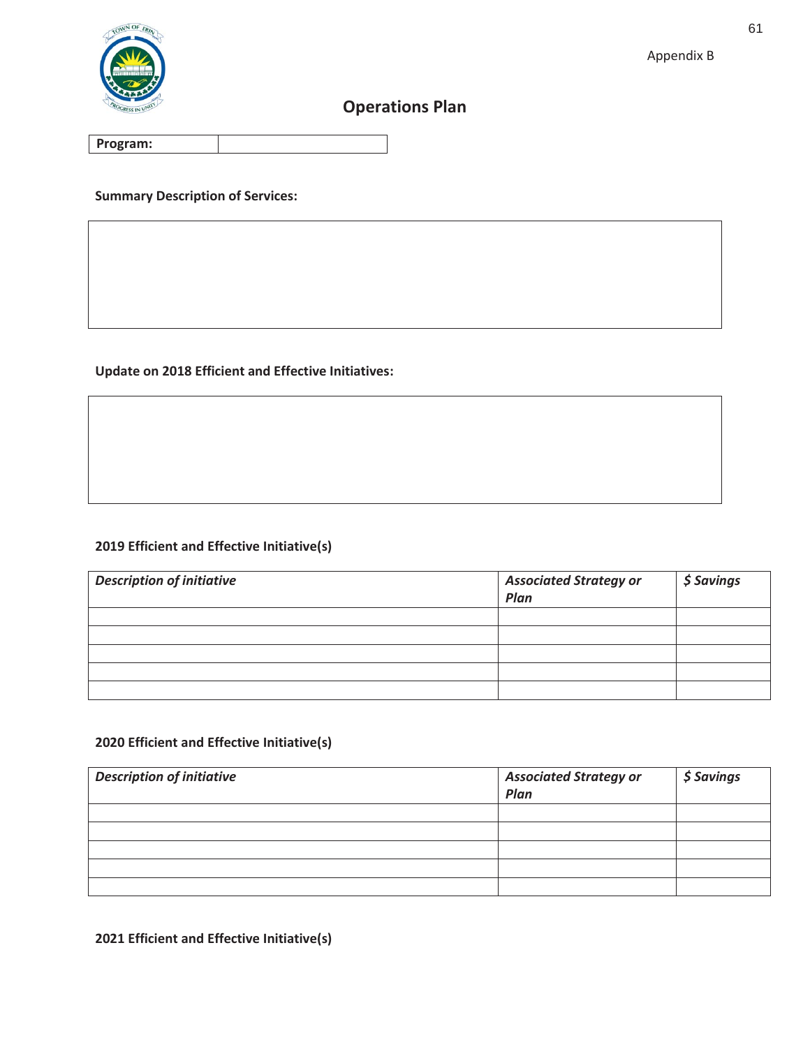Appendix B

# Operations Plan

| Program: | |
|---|---|

**Summary Description of Services:**

**Update on 2018 Efficient and Effective Initiatives:**

**2019 Efficient and Effective Initiative(s)**

| *Description of initiative* | *Associated Strategy or Plan* | *$ Savings* |
|---|---|---|
| | | |
| | | |
| | | |
| | | |
| | | |

**2020 Efficient and Effective Initiative(s)**

| *Description of initiative* | *Associated Strategy or Plan* | *$ Savings* |
|---|---|---|
| | | |
| | | |
| | | |
| | | |
| | | |

**2021 Efficient and Effective Initiative(s)**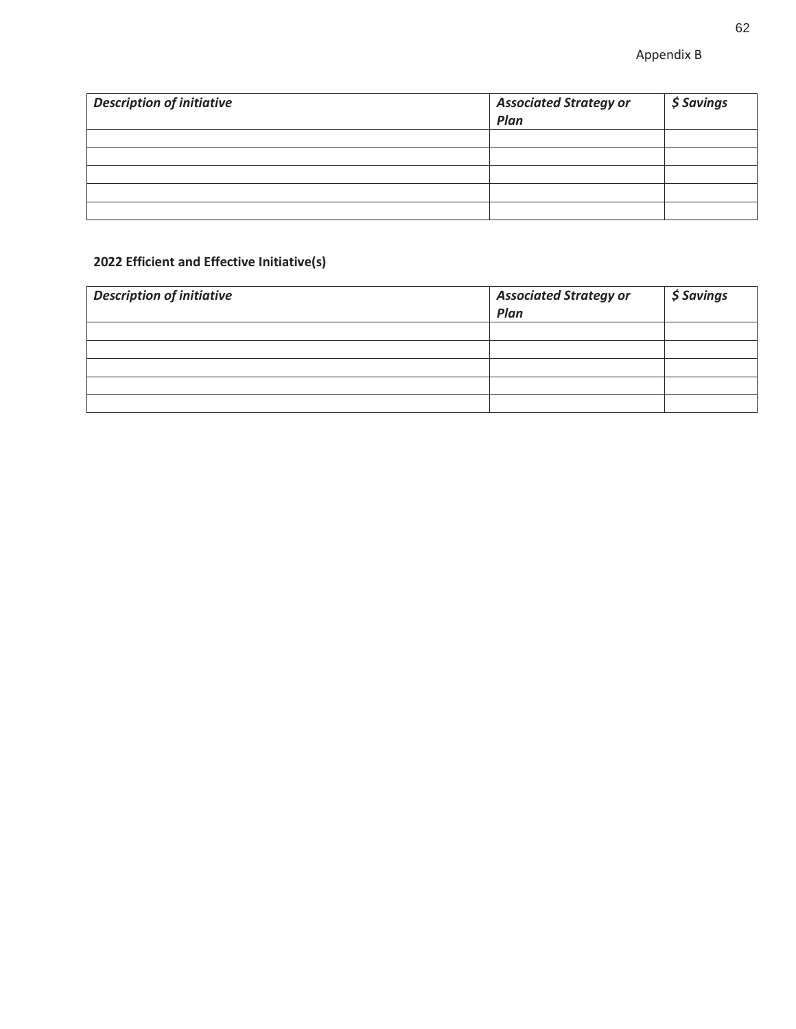Appendix B

| *Description of initiative* | *Associated Strategy or Plan* | *$ Savings* |
|---|---|---|
| | | |
| | | |
| | | |
| | | |
| | | |

**2022 Efficient and Effective Initiative(s)**

| *Description of initiative* | *Associated Strategy or Plan* | *$ Savings* |
|---|---|---|
| | | |
| | | |
| | | |
| | | |
| | | |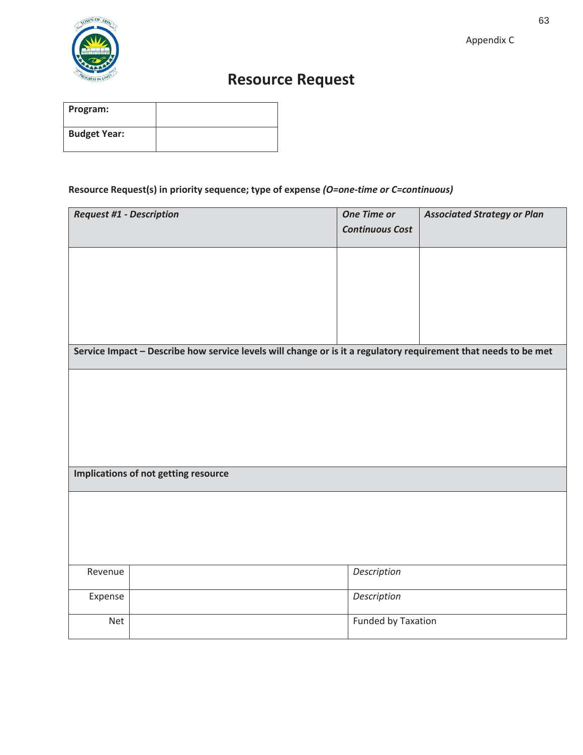Appendix C

# Resource Request

| **Program:** | |
|---|---|
| **Budget Year:** | |

**Resource Request(s) in priority sequence; type of expense *(O=one-time or C=continuous)***

| ***Request #1 - Description*** | ***One Time or Continuous Cost*** | ***Associated Strategy or Plan*** |
|---|---|---|
| | | |

| **Service Impact – Describe how service levels will change or is it a regulatory requirement that needs to be met** |
|---|
| |

| **Implications of not getting resource** |
|---|
| |

| | | |
|---|---|---|
| Revenue | | *Description* |
| Expense | | *Description* |
| Net | | Funded by Taxation |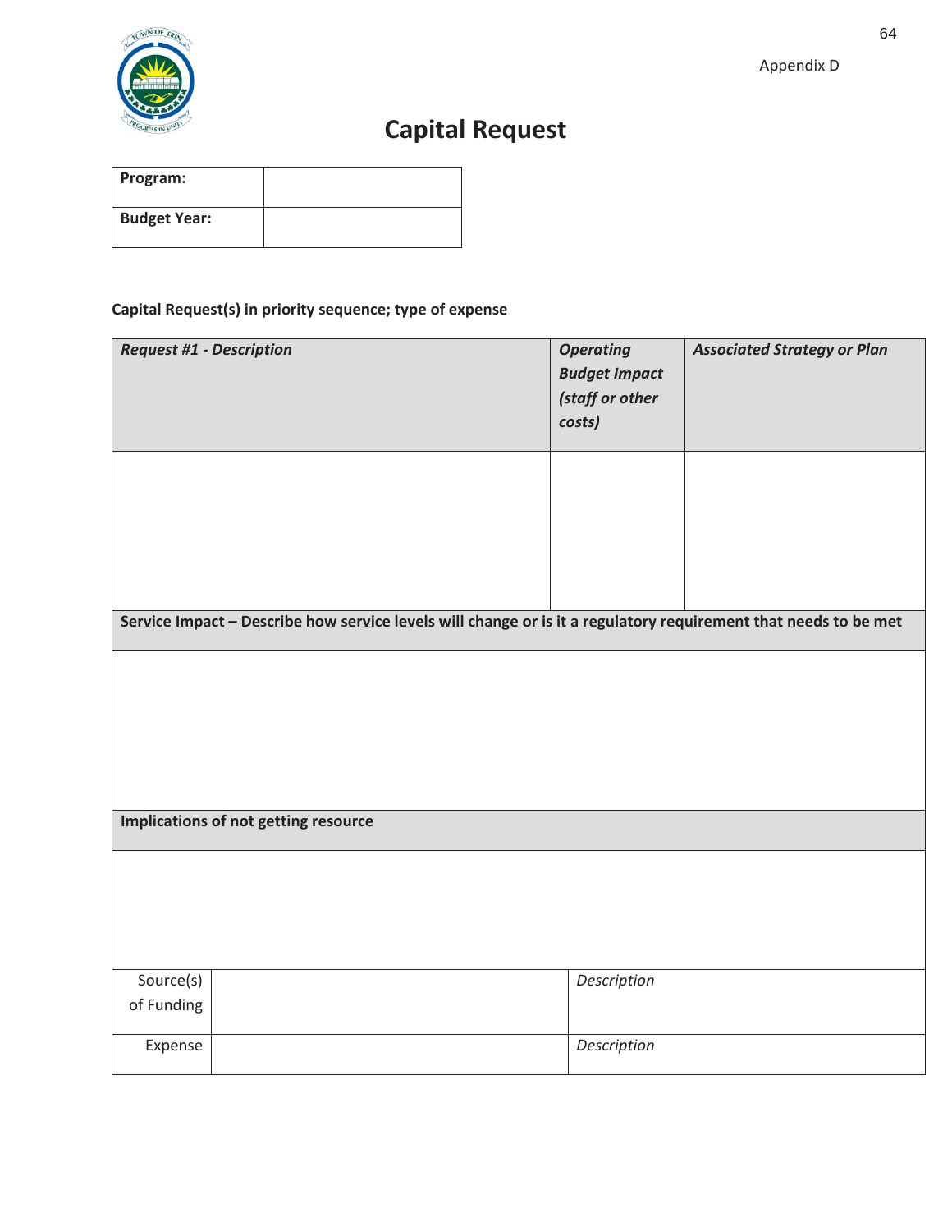Appendix D

# Capital Request

| | |
|---|---|
| **Program:** | |
| **Budget Year:** | |

**Capital Request(s) in priority sequence; type of expense**

| ***Request #1 - Description*** | ***Operating Budget Impact (staff or other costs)*** | ***Associated Strategy or Plan*** |
|---|---|---|
| | | |
| **Service Impact – Describe how service levels will change or is it a regulatory requirement that needs to be met** | | |
| | | |
| **Implications of not getting resource** | | |
| | | |

| | | |
|---|---|---|
| Source(s) of Funding | | *Description* |
| Expense | | *Description* |